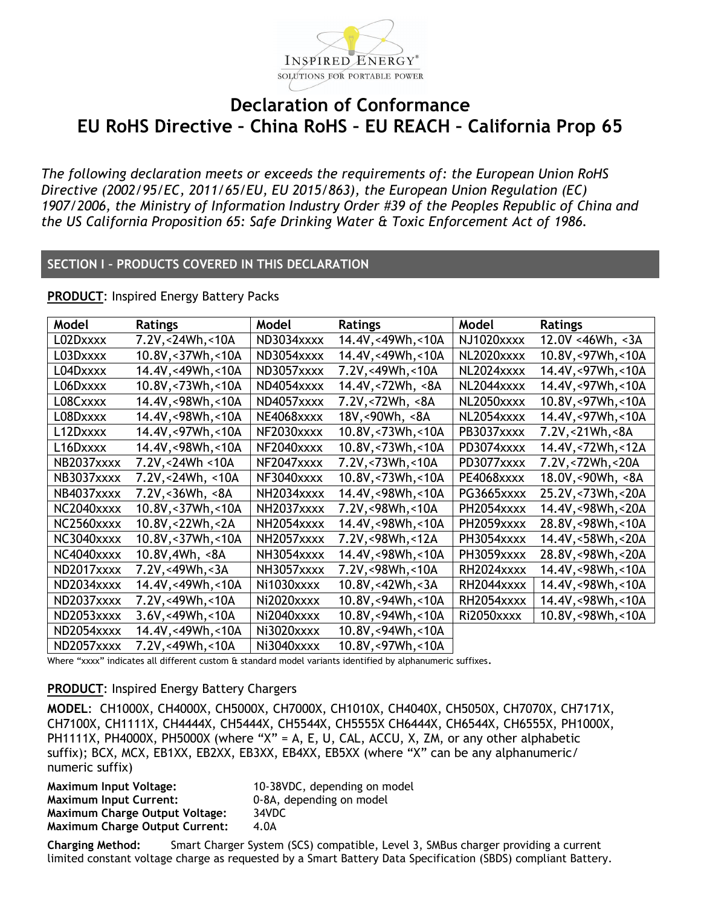# Declaration of Conformance

## EU RoHS Directive – China RoHS – EU REACH – California Prop 65

*The following declaration meets or exceeds the requirements of: the European Union RoHS Directive (2002/95/EC, 2011/65/EU, EU 2015/863), the European Union Regulation (EC) 1907/2006, the Ministry of Information Industry Order #39 of the Peoples Republic of China and the US California Proposition 65: Safe Drinking Water & Toxic Enforcement Act of 1986.*

## SECTION I – PRODUCTS COVERED IN THIS DECLARATION

**PRODUCT**: Inspired Energy Battery Packs

| Model | Ratings | Model | Ratings | Model | Ratings |
|---|---|---|---|---|---|
| L02Dxxxx | 7.2V,<24Wh,<10A | ND3034xxxx | 14.4V,<49Wh,<10A | NJ1020xxxx | 12.0V <46Wh, <3A |
| L03Dxxxx | 10.8V,<37Wh,<10A | ND3054xxxx | 14.4V,<49Wh,<10A | NL2020xxxx | 10.8V,<97Wh,<10A |
| L04Dxxxx | 14.4V,<49Wh,<10A | ND3057xxxx | 7.2V,<49Wh,<10A | NL2024xxxx | 14.4V,<97Wh,<10A |
| L06Dxxxx | 10.8V,<73Wh,<10A | ND4054xxxx | 14.4V,<72Wh, <8A | NL2044xxxx | 14.4V,<97Wh,<10A |
| L08Cxxxx | 14.4V,<98Wh,<10A | ND4057xxxx | 7.2V,<72Wh, <8A | NL2050xxxx | 10.8V,<97Wh,<10A |
| L08Dxxxx | 14.4V,<98Wh,<10A | NE4068xxxx | 18V,<90Wh, <8A | NL2054xxxx | 14.4V,<97Wh,<10A |
| L12Dxxxx | 14.4V,<97Wh,<10A | NF2030xxxx | 10.8V,<73Wh,<10A | PB3037xxxx | 7.2V,<21Wh,<8A |
| L16Dxxxx | 14.4V,<98Wh,<10A | NF2040xxxx | 10.8V,<73Wh,<10A | PD3074xxxx | 14.4V,<72Wh,<12A |
| NB2037xxxx | 7.2V,<24Wh <10A | NF2047xxxx | 7.2V,<73Wh,<10A | PD3077xxxx | 7.2V,<72Wh,<20A |
| NB3037xxxx | 7.2V,<24Wh, <10A | NF3040xxxx | 10.8V,<73Wh,<10A | PE4068xxxx | 18.0V,<90Wh, <8A |
| NB4037xxxx | 7.2V,<36Wh, <8A | NH2034xxxx | 14.4V,<98Wh,<10A | PG3665xxxx | 25.2V,<73Wh,<20A |
| NC2040xxxx | 10.8V,<37Wh,<10A | NH2037xxxx | 7.2V,<98Wh,<10A | PH2054xxxx | 14.4V,<98Wh,<20A |
| NC2560xxxx | 10.8V,<22Wh,<2A | NH2054xxxx | 14.4V,<98Wh,<10A | PH2059xxxx | 28.8V,<98Wh,<10A |
| NC3040xxxx | 10.8V,<37Wh,<10A | NH2057xxxx | 7.2V,<98Wh,<12A | PH3054xxxx | 14.4V,<58Wh,<20A |
| NC4040xxxx | 10.8V,4Wh, <8A | NH3054xxxx | 14.4V,<98Wh,<10A | PH3059xxxx | 28.8V,<98Wh,<20A |
| ND2017xxxx | 7.2V,<49Wh,<3A | NH3057xxxx | 7.2V,<98Wh,<10A | RH2024xxxx | 14.4V,<98Wh,<10A |
| ND2034xxxx | 14.4V,<49Wh,<10A | Ni1030xxxx | 10.8V,<42Wh,<3A | RH2044xxxx | 14.4V,<98Wh,<10A |
| ND2037xxxx | 7.2V,<49Wh,<10A | Ni2020xxxx | 10.8V,<94Wh,<10A | RH2054xxxx | 14.4V,<98Wh,<10A |
| ND2053xxxx | 3.6V,<49Wh,<10A | Ni2040xxxx | 10.8V,<94Wh,<10A | Ri2050xxxx | 10.8V,<98Wh,<10A |
| ND2054xxxx | 14.4V,<49Wh,<10A | Ni3020xxxx | 10.8V,<94Wh,<10A | | |
| ND2057xxxx | 7.2V,<49Wh,<10A | Ni3040xxxx | 10.8V,<97Wh,<10A | | |

Where "xxxx" indicates all different custom & standard model variants identified by alphanumeric suffixes.

**PRODUCT**: Inspired Energy Battery Chargers

**MODEL**: CH1000X, CH4000X, CH5000X, CH7000X, CH1010X, CH4040X, CH5050X, CH7070X, CH7171X, CH7100X, CH1111X, CH4444X, CH5444X, CH5544X, CH5555X CH6444X, CH6544X, CH6555X, PH1000X, PH1111X, PH4000X, PH5000X (where "X" = A, E, U, CAL, ACCU, X, ZM, or any other alphabetic suffix); BCX, MCX, EB1XX, EB2XX, EB3XX, EB4XX, EB5XX (where "X" can be any alphanumeric/ numeric suffix)

**Maximum Input Voltage:** 10-38VDC, depending on model
**Maximum Input Current:** 0-8A, depending on model
**Maximum Charge Output Voltage:** 34VDC
**Maximum Charge Output Current:** 4.0A

**Charging Method:** Smart Charger System (SCS) compatible, Level 3, SMBus charger providing a current limited constant voltage charge as requested by a Smart Battery Data Specification (SBDS) compliant Battery.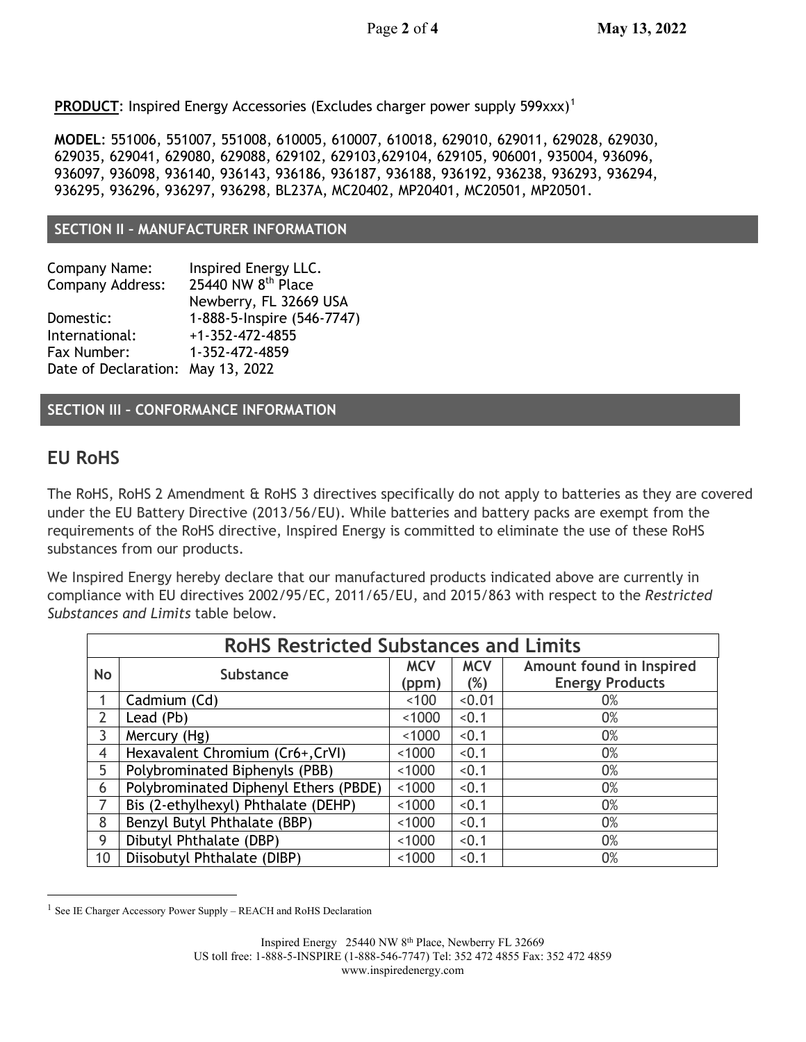**PRODUCT**: Inspired Energy Accessories (Excludes charger power supply 599xxx)[1]

**MODEL**: 551006, 551007, 551008, 610005, 610007, 610018, 629010, 629011, 629028, 629030, 629035, 629041, 629080, 629088, 629102, 629103,629104, 629105, 906001, 935004, 936096, 936097, 936098, 936140, 936143, 936186, 936187, 936188, 936192, 936238, 936293, 936294, 936295, 936296, 936297, 936298, BL237A, MC20402, MP20401, MC20501, MP20501.

## SECTION II – MANUFACTURER INFORMATION

Company Name: Inspired Energy LLC.
Company Address: 25440 NW 8th Place
Newberry, FL 32669 USA
Domestic: 1-888-5-Inspire (546-7747)
International: +1-352-472-4855
Fax Number: 1-352-472-4859
Date of Declaration: May 13, 2022

## SECTION III – CONFORMANCE INFORMATION

## EU RoHS

The RoHS, RoHS 2 Amendment & RoHS 3 directives specifically do not apply to batteries as they are covered under the EU Battery Directive (2013/56/EU). While batteries and battery packs are exempt from the requirements of the RoHS directive, Inspired Energy is committed to eliminate the use of these RoHS substances from our products.

We Inspired Energy hereby declare that our manufactured products indicated above are currently in compliance with EU directives 2002/95/EC, 2011/65/EU, and 2015/863 with respect to the *Restricted Substances and Limits* table below.

| RoHS Restricted Substances and Limits | | | | |
|---|---|---|---|---|
| **No** | **Substance** | **MCV (ppm)** | **MCV (%)** | **Amount found in Inspired Energy Products** |
| 1 | Cadmium (Cd) | <100 | <0.01 | 0% |
| 2 | Lead (Pb) | <1000 | <0.1 | 0% |
| 3 | Mercury (Hg) | <1000 | <0.1 | 0% |
| 4 | Hexavalent Chromium (Cr6+,CrVI) | <1000 | <0.1 | 0% |
| 5 | Polybrominated Biphenyls (PBB) | <1000 | <0.1 | 0% |
| 6 | Polybrominated Diphenyl Ethers (PBDE) | <1000 | <0.1 | 0% |
| 7 | Bis (2-ethylhexyl) Phthalate (DEHP) | <1000 | <0.1 | 0% |
| 8 | Benzyl Butyl Phthalate (BBP) | <1000 | <0.1 | 0% |
| 9 | Dibutyl Phthalate (DBP) | <1000 | <0.1 | 0% |
| 10 | Diisobutyl Phthalate (DIBP) | <1000 | <0.1 | 0% |

[1] See IE Charger Accessory Power Supply – REACH and RoHS Declaration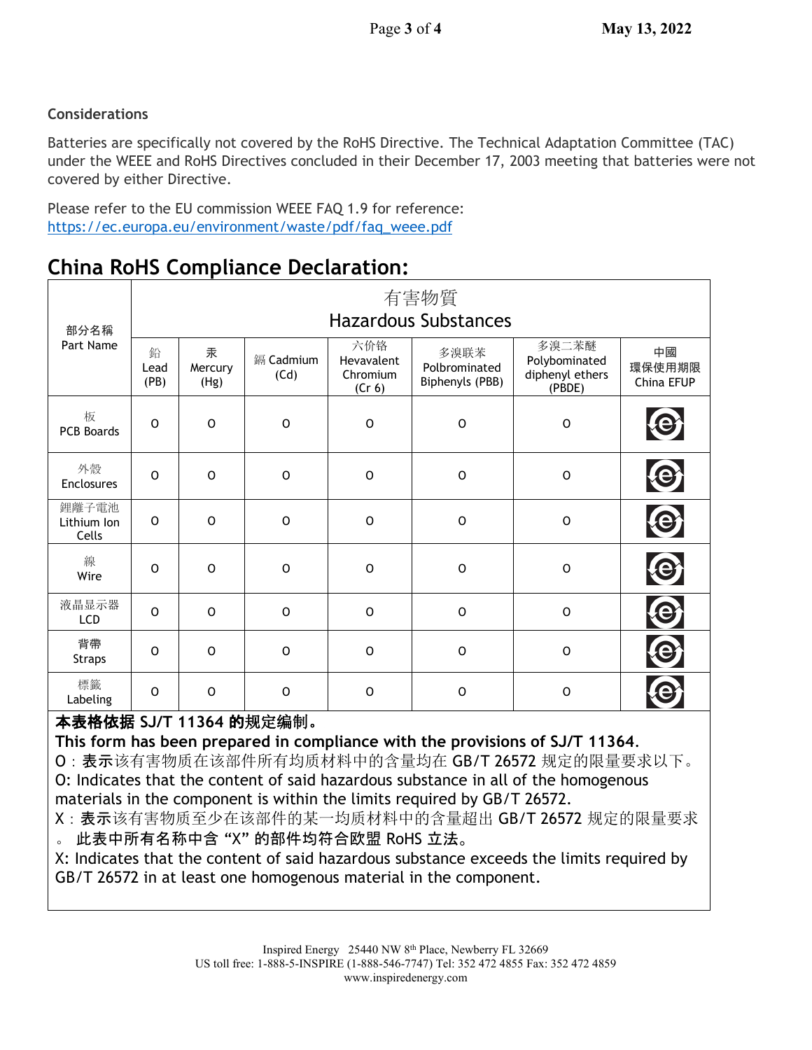**Considerations**

Batteries are specifically not covered by the RoHS Directive. The Technical Adaptation Committee (TAC) under the WEEE and RoHS Directives concluded in their December 17, 2003 meeting that batteries were not covered by either Directive.

Please refer to the EU commission WEEE FAQ 1.9 for reference:
https://ec.europa.eu/environment/waste/pdf/faq_weee.pdf

## China RoHS Compliance Declaration:

| 部分名稱 Part Name | 有害物質 Hazardous Substances | | | | | | |
|---|---|---|---|---|---|---|---|
| | 鉛 Lead (PB) | 汞 Mercury (Hg) | 鎘 Cadmium (Cd) | 六价铬 Hevavalent Chromium (Cr 6) | 多溴联苯 Polbrominated Biphenyls (PBB) | 多溴二苯醚 Polybominated diphenyl ethers (PBDE) | 中國 環保使用期限 China EFUP |
| 板 PCB Boards | O | O | O | O | O | O | e |
| 外殼 Enclosures | O | O | O | O | O | O | e |
| 鋰離子電池 Lithium Ion Cells | O | O | O | O | O | O | e |
| 線 Wire | O | O | O | O | O | O | e |
| 液晶显示器 LCD | O | O | O | O | O | O | e |
| 背帶 Straps | O | O | O | O | O | O | e |
| 標籤 Labeling | O | O | O | O | O | O | e |

**本表格依据 SJ/T 11364 的规定编制。**

**This form has been prepared in compliance with the provisions of SJ/T 11364.**

O：表示该有害物质在该部件所有均质材料中的含量均在 GB/T 26572 规定的限量要求以下。

O: Indicates that the content of said hazardous substance in all of the homogenous materials in the component is within the limits required by GB/T 26572.

X：表示该有害物质至少在该部件的某一均质材料中的含量超出 GB/T 26572 规定的限量要求。 此表中所有名称中含 "X" 的部件均符合欧盟 RoHS 立法。

X: Indicates that the content of said hazardous substance exceeds the limits required by GB/T 26572 in at least one homogenous material in the component.

Inspired Energy 25440 NW 8th Place, Newberry FL 32669
US toll free: 1-888-5-INSPIRE (1-888-546-7747) Tel: 352 472 4855 Fax: 352 472 4859
www.inspiredenergy.com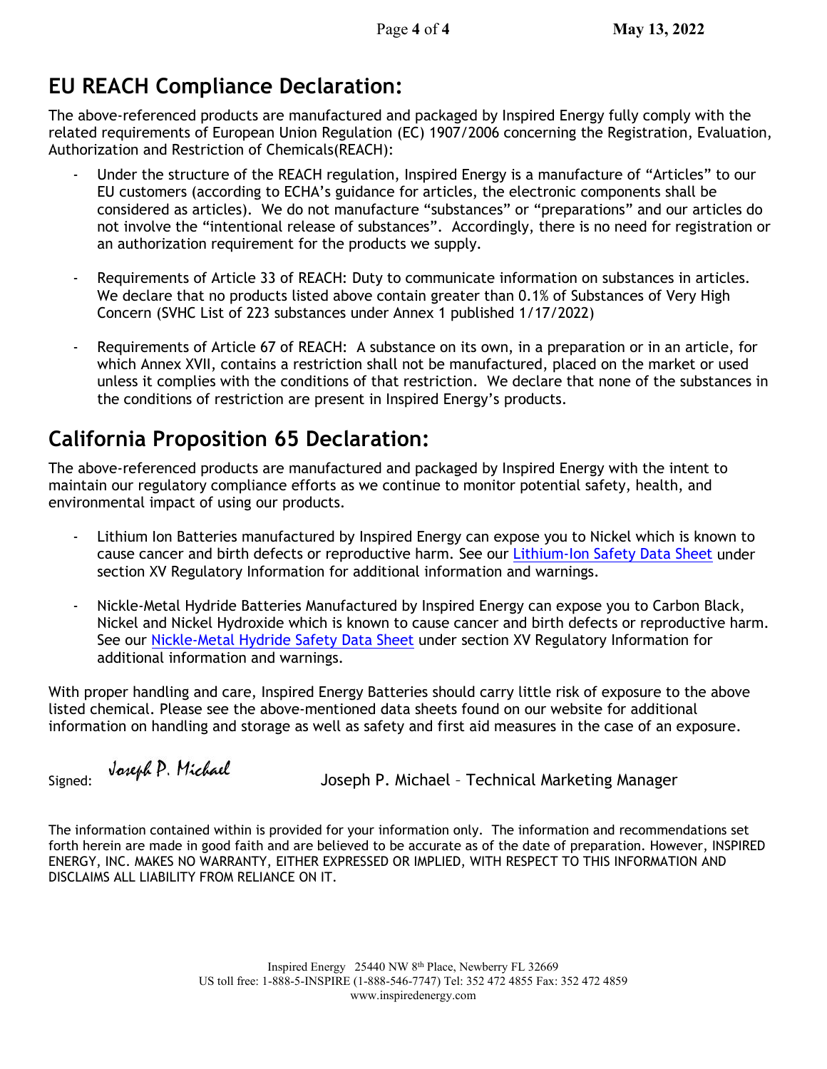## EU REACH Compliance Declaration:

The above-referenced products are manufactured and packaged by Inspired Energy fully comply with the related requirements of European Union Regulation (EC) 1907/2006 concerning the Registration, Evaluation, Authorization and Restriction of Chemicals(REACH):

- Under the structure of the REACH regulation, Inspired Energy is a manufacture of "Articles" to our EU customers (according to ECHA's guidance for articles, the electronic components shall be considered as articles). We do not manufacture "substances" or "preparations" and our articles do not involve the "intentional release of substances". Accordingly, there is no need for registration or an authorization requirement for the products we supply.

- Requirements of Article 33 of REACH: Duty to communicate information on substances in articles. We declare that no products listed above contain greater than 0.1% of Substances of Very High Concern (SVHC List of 223 substances under Annex 1 published 1/17/2022)

- Requirements of Article 67 of REACH: A substance on its own, in a preparation or in an article, for which Annex XVII, contains a restriction shall not be manufactured, placed on the market or used unless it complies with the conditions of that restriction. We declare that none of the substances in the conditions of restriction are present in Inspired Energy's products.

## California Proposition 65 Declaration:

The above-referenced products are manufactured and packaged by Inspired Energy with the intent to maintain our regulatory compliance efforts as we continue to monitor potential safety, health, and environmental impact of using our products.

- Lithium Ion Batteries manufactured by Inspired Energy can expose you to Nickel which is known to cause cancer and birth defects or reproductive harm. See our Lithium-Ion Safety Data Sheet under section XV Regulatory Information for additional information and warnings.

- Nickle-Metal Hydride Batteries Manufactured by Inspired Energy can expose you to Carbon Black, Nickel and Nickel Hydroxide which is known to cause cancer and birth defects or reproductive harm. See our Nickle-Metal Hydride Safety Data Sheet under section XV Regulatory Information for additional information and warnings.

With proper handling and care, Inspired Energy Batteries should carry little risk of exposure to the above listed chemical. Please see the above-mentioned data sheets found on our website for additional information on handling and storage as well as safety and first aid measures in the case of an exposure.

Signed: *Joseph P. Michael* Joseph P. Michael – Technical Marketing Manager

The information contained within is provided for your information only. The information and recommendations set forth herein are made in good faith and are believed to be accurate as of the date of preparation. However, INSPIRED ENERGY, INC. MAKES NO WARRANTY, EITHER EXPRESSED OR IMPLIED, WITH RESPECT TO THIS INFORMATION AND DISCLAIMS ALL LIABILITY FROM RELIANCE ON IT.

Inspired Energy 25440 NW 8th Place, Newberry FL 32669
US toll free: 1-888-5-INSPIRE (1-888-546-7747) Tel: 352 472 4855 Fax: 352 472 4859
www.inspiredenergy.com